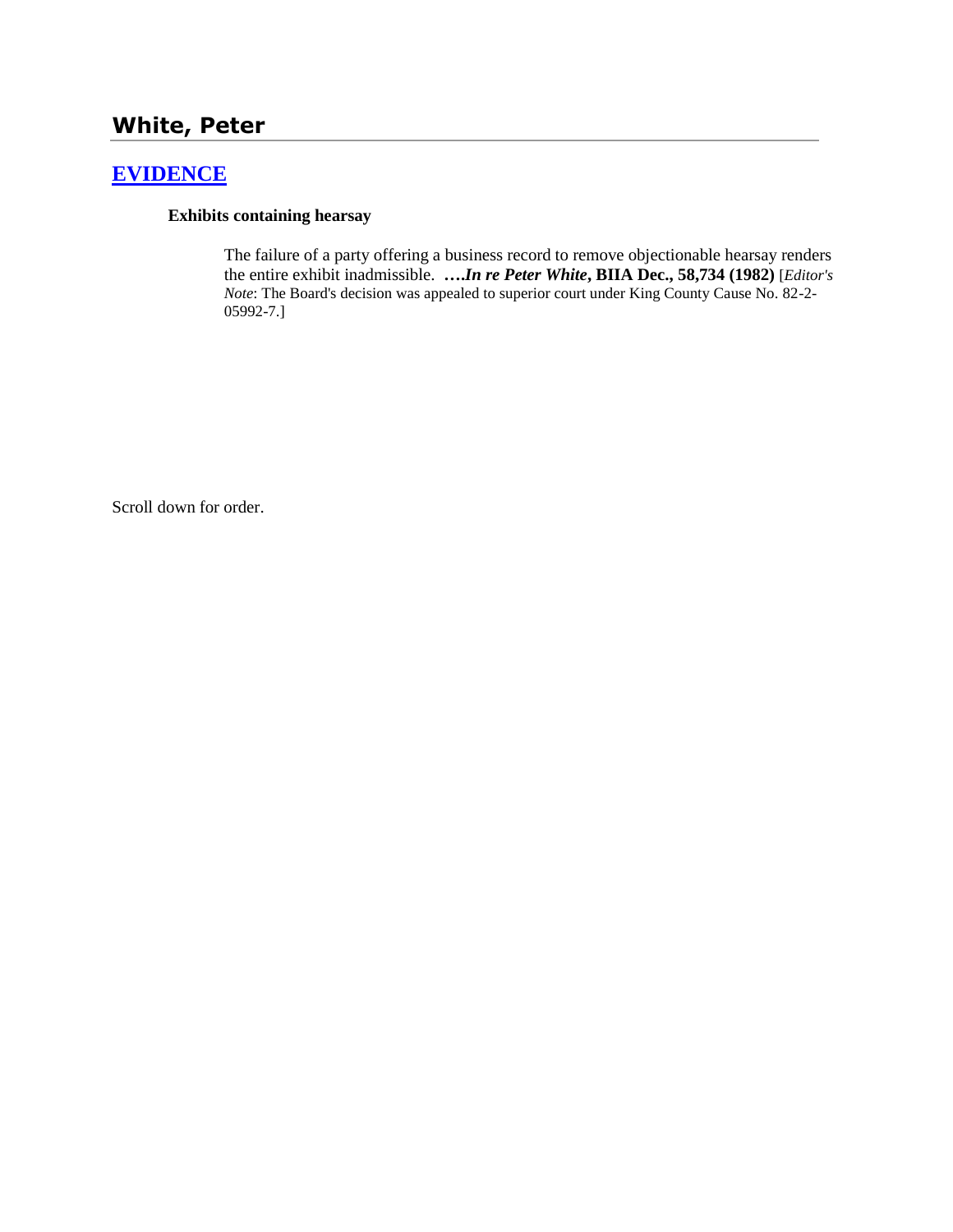# White, Peter

## EVIDENCE

**Exhibits containing hearsay**

The failure of a party offering a business record to remove objectionable hearsay renders the entire exhibit inadmissible. ****….In re Peter White*, BIIA Dec., 58,734 (1982)** [*Editor's Note*: The Board's decision was appealed to superior court under King County Cause No. 82-2-05992-7.]

Scroll down for order.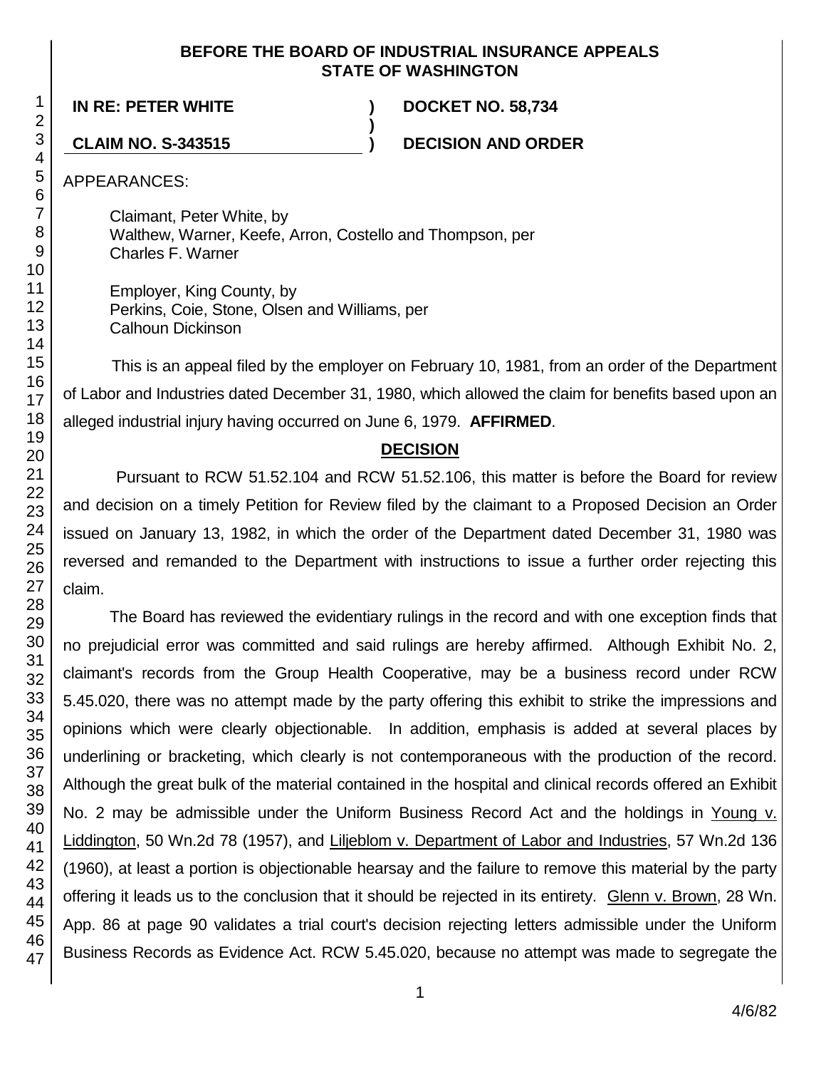**BEFORE THE BOARD OF INDUSTRIAL INSURANCE APPEALS**
**STATE OF WASHINGTON**

**IN RE: PETER WHITE** ) **DOCKET NO. 58,734**
)
**CLAIM NO. S-343515** ) **DECISION AND ORDER**

APPEARANCES:

Claimant, Peter White, by
Walthew, Warner, Keefe, Arron, Costello and Thompson, per
Charles F. Warner

Employer, King County, by
Perkins, Coie, Stone, Olsen and Williams, per
Calhoun Dickinson

This is an appeal filed by the employer on February 10, 1981, from an order of the Department of Labor and Industries dated December 31, 1980, which allowed the claim for benefits based upon an alleged industrial injury having occurred on June 6, 1979. **AFFIRMED**.

## DECISION

Pursuant to RCW 51.52.104 and RCW 51.52.106, this matter is before the Board for review and decision on a timely Petition for Review filed by the claimant to a Proposed Decision an Order issued on January 13, 1982, in which the order of the Department dated December 31, 1980 was reversed and remanded to the Department with instructions to issue a further order rejecting this claim.

The Board has reviewed the evidentiary rulings in the record and with one exception finds that no prejudicial error was committed and said rulings are hereby affirmed. Although Exhibit No. 2, claimant's records from the Group Health Cooperative, may be a business record under RCW 5.45.020, there was no attempt made by the party offering this exhibit to strike the impressions and opinions which were clearly objectionable. In addition, emphasis is added at several places by underlining or bracketing, which clearly is not contemporaneous with the production of the record. Although the great bulk of the material contained in the hospital and clinical records offered an Exhibit No. 2 may be admissible under the Uniform Business Record Act and the holdings in Young v. Liddington, 50 Wn.2d 78 (1957), and Liljeblom v. Department of Labor and Industries, 57 Wn.2d 136 (1960), at least a portion is objectionable hearsay and the failure to remove this material by the party offering it leads us to the conclusion that it should be rejected in its entirety. Glenn v. Brown, 28 Wn. App. 86 at page 90 validates a trial court's decision rejecting letters admissible under the Uniform Business Records as Evidence Act. RCW 5.45.020, because no attempt was made to segregate the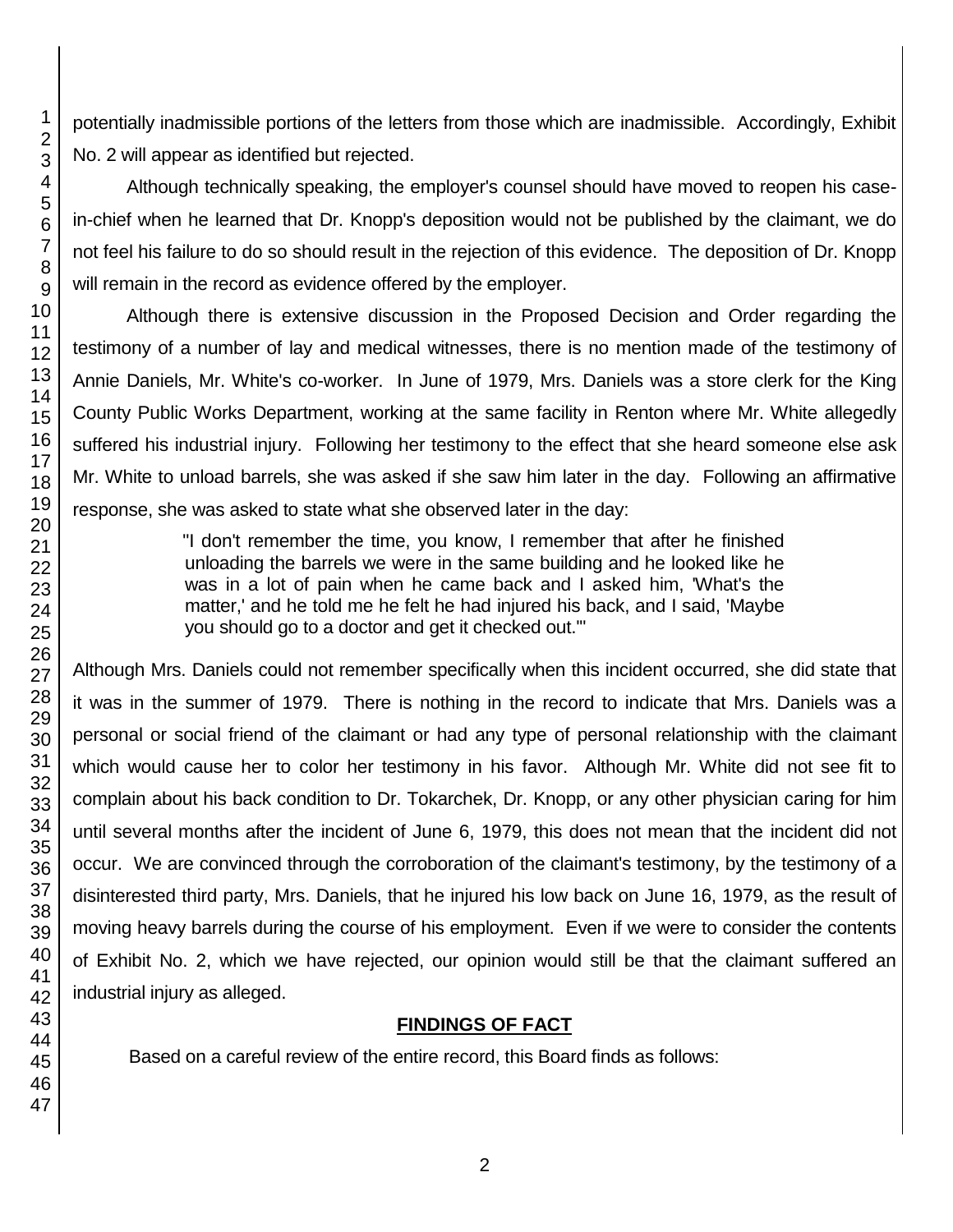potentially inadmissible portions of the letters from those which are inadmissible. Accordingly, Exhibit No. 2 will appear as identified but rejected.

Although technically speaking, the employer's counsel should have moved to reopen his case-in-chief when he learned that Dr. Knopp's deposition would not be published by the claimant, we do not feel his failure to do so should result in the rejection of this evidence. The deposition of Dr. Knopp will remain in the record as evidence offered by the employer.

Although there is extensive discussion in the Proposed Decision and Order regarding the testimony of a number of lay and medical witnesses, there is no mention made of the testimony of Annie Daniels, Mr. White's co-worker. In June of 1979, Mrs. Daniels was a store clerk for the King County Public Works Department, working at the same facility in Renton where Mr. White allegedly suffered his industrial injury. Following her testimony to the effect that she heard someone else ask Mr. White to unload barrels, she was asked if she saw him later in the day. Following an affirmative response, she was asked to state what she observed later in the day:

> "I don't remember the time, you know, I remember that after he finished unloading the barrels we were in the same building and he looked like he was in a lot of pain when he came back and I asked him, 'What's the matter,' and he told me he felt he had injured his back, and I said, 'Maybe you should go to a doctor and get it checked out.'"

Although Mrs. Daniels could not remember specifically when this incident occurred, she did state that it was in the summer of 1979. There is nothing in the record to indicate that Mrs. Daniels was a personal or social friend of the claimant or had any type of personal relationship with the claimant which would cause her to color her testimony in his favor. Although Mr. White did not see fit to complain about his back condition to Dr. Tokarchek, Dr. Knopp, or any other physician caring for him until several months after the incident of June 6, 1979, this does not mean that the incident did not occur. We are convinced through the corroboration of the claimant's testimony, by the testimony of a disinterested third party, Mrs. Daniels, that he injured his low back on June 16, 1979, as the result of moving heavy barrels during the course of his employment. Even if we were to consider the contents of Exhibit No. 2, which we have rejected, our opinion would still be that the claimant suffered an industrial injury as alleged.

## FINDINGS OF FACT

Based on a careful review of the entire record, this Board finds as follows: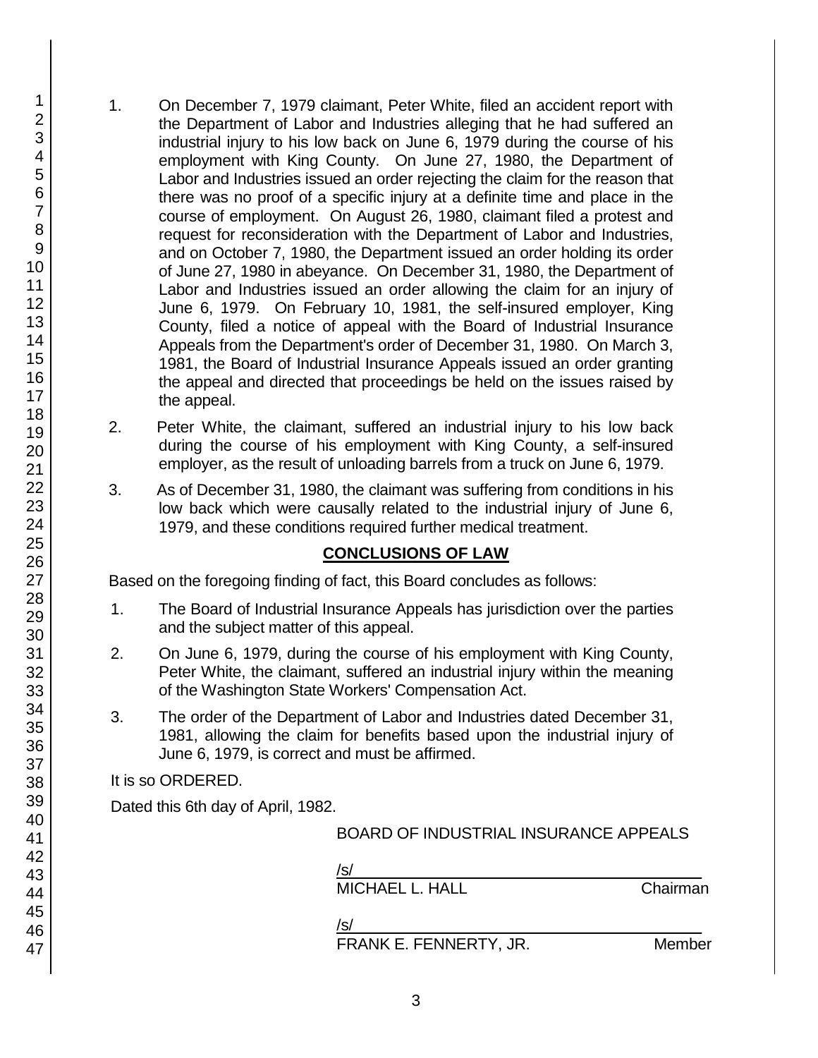1. On December 7, 1979 claimant, Peter White, filed an accident report with the Department of Labor and Industries alleging that he had suffered an industrial injury to his low back on June 6, 1979 during the course of his employment with King County. On June 27, 1980, the Department of Labor and Industries issued an order rejecting the claim for the reason that there was no proof of a specific injury at a definite time and place in the course of employment. On August 26, 1980, claimant filed a protest and request for reconsideration with the Department of Labor and Industries, and on October 7, 1980, the Department issued an order holding its order of June 27, 1980 in abeyance. On December 31, 1980, the Department of Labor and Industries issued an order allowing the claim for an injury of June 6, 1979. On February 10, 1981, the self-insured employer, King County, filed a notice of appeal with the Board of Industrial Insurance Appeals from the Department's order of December 31, 1980. On March 3, 1981, the Board of Industrial Insurance Appeals issued an order granting the appeal and directed that proceedings be held on the issues raised by the appeal.

2. Peter White, the claimant, suffered an industrial injury to his low back during the course of his employment with King County, a self-insured employer, as the result of unloading barrels from a truck on June 6, 1979.

3. As of December 31, 1980, the claimant was suffering from conditions in his low back which were causally related to the industrial injury of June 6, 1979, and these conditions required further medical treatment.

## CONCLUSIONS OF LAW

Based on the foregoing finding of fact, this Board concludes as follows:

1. The Board of Industrial Insurance Appeals has jurisdiction over the parties and the subject matter of this appeal.

2. On June 6, 1979, during the course of his employment with King County, Peter White, the claimant, suffered an industrial injury within the meaning of the Washington State Workers' Compensation Act.

3. The order of the Department of Labor and Industries dated December 31, 1981, allowing the claim for benefits based upon the industrial injury of June 6, 1979, is correct and must be affirmed.

It is so ORDERED.

Dated this 6th day of April, 1982.

BOARD OF INDUSTRIAL INSURANCE APPEALS

/s/
MICHAEL L. HALL Chairman

/s/
FRANK E. FENNERTY, JR. Member